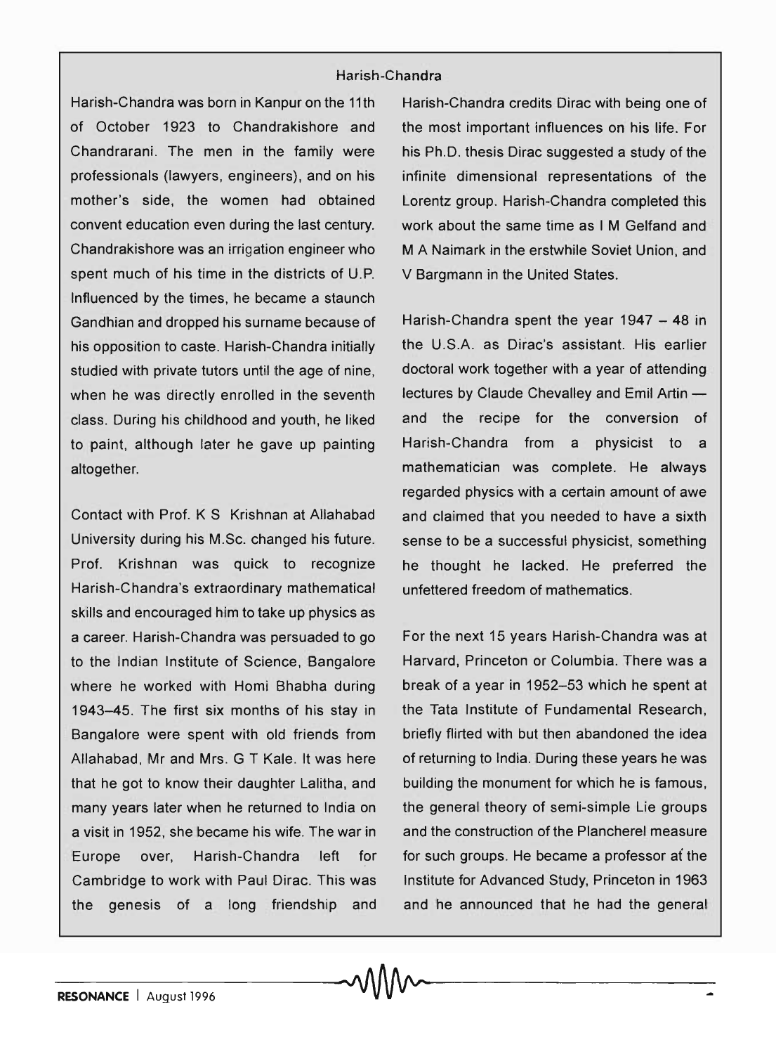## Harish-Chandra

Harish-Chandra was born in Kanpur on the 11th of October 1923 to Chandrakishore and Chandrarani. The men in the family were professionals (lawyers, engineers), and on his mother's side, the women had obtained convent education even during the last century. Chandrakishore was an irrigation engineer who spent much of his time in the districts of U.P. Influenced by the times, he became a staunch Gandhian and dropped his surname because of his opposition to caste. Harish-Chandra initially studied with private tutors until the age of nine, when he was directly enrolled in the seventh class. During his childhood and youth, he liked to paint, although later he gave up painting altogether.

Contact with Prof. K S Krishnan at Allahabad University during his M.Sc. changed his future. Prof. Krishnan was quick to recognize Harish-Chandra's extraordinary mathematical skills and encouraged him to take up physics as a career. Harish-Chandra was persuaded to go to the Indian Institute of Science, Bangalore where he worked with Homi Bhabha during 1943–45. The first six months of his stay in Bangalore were spent with old friends from Allahabad, Mr and Mrs. G T Kale. It was here that he got to know their daughter Lalitha, and many years later when he returned to India on a visit in 1952, she became his wife. The war in Europe over, Harish-Chandra left for Cambridge to work with Paul Dirac. This was the genesis of a long friendship and Harish-Chandra credits Dirac with being one of the most important influences on his life. For his Ph.D. thesis Dirac suggested a study of the infinite dimensional representations of the Lorentz group. Harish-Chandra completed this work about the same time as I M Gelfand and M A Naimark in the erstwhile Soviet Union, and V Bargmann in the United States.

Harish-Chandra spent the year 1947 – 48 in the U.S.A. as Dirac's assistant. His earlier doctoral work together with a year of attending lectures by Claude Chevalley and Emil Artin — and the recipe for the conversion of Harish-Chandra from a physicist to a mathematician was complete. He always regarded physics with a certain amount of awe and claimed that you needed to have a sixth sense to be a successful physicist, something he thought he lacked. He preferred the unfettered freedom of mathematics.

For the next 15 years Harish-Chandra was at Harvard, Princeton or Columbia. There was a break of a year in 1952–53 which he spent at the Tata Institute of Fundamental Research, briefly flirted with but then abandoned the idea of returning to India. During these years he was building the monument for which he is famous, the general theory of semi-simple Lie groups and the construction of the Plancherel measure for such groups. He became a professor at the Institute for Advanced Study, Princeton in 1963 and he announced that he had the general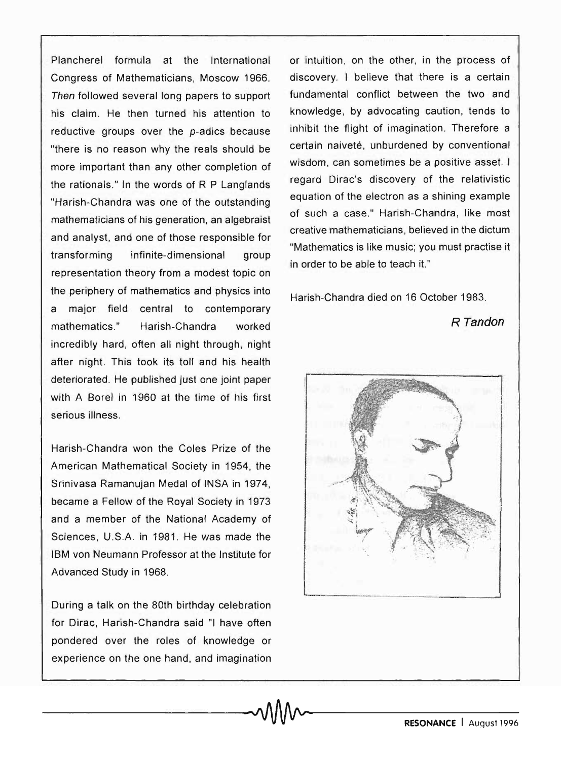Plancherel formula at the International Congress of Mathematicians, Moscow 1966. *Then* followed several long papers to support his claim. He then turned his attention to reductive groups over the *p*-adics because "there is no reason why the reals should be more important than any other completion of the rationals." In the words of R P Langlands "Harish-Chandra was one of the outstanding mathematicians of his generation, an algebraist and analyst, and one of those responsible for transforming infinite-dimensional group representation theory from a modest topic on the periphery of mathematics and physics into a major field central to contemporary mathematics." Harish-Chandra worked incredibly hard, often all night through, night after night. This took its toll and his health deteriorated. He published just one joint paper with A Borel in 1960 at the time of his first serious illness.

Harish-Chandra won the Coles Prize of the American Mathematical Society in 1954, the Srinivasa Ramanujan Medal of INSA in 1974, became a Fellow of the Royal Society in 1973 and a member of the National Academy of Sciences, U.S.A. in 1981. He was made the IBM von Neumann Professor at the Institute for Advanced Study in 1968.

During a talk on the 80th birthday celebration for Dirac, Harish-Chandra said "I have often pondered over the roles of knowledge or experience on the one hand, and imagination or intuition, on the other, in the process of discovery. I believe that there is a certain fundamental conflict between the two and knowledge, by advocating caution, tends to inhibit the flight of imagination. Therefore a certain naiveté, unburdened by conventional wisdom, can sometimes be a positive asset. I regard Dirac's discovery of the relativistic equation of the electron as a shining example of such a case." Harish-Chandra, like most creative mathematicians, believed in the dictum "Mathematics is like music; you must practise it in order to be able to teach it."

Harish-Chandra died on 16 October 1983.

*R Tandon*